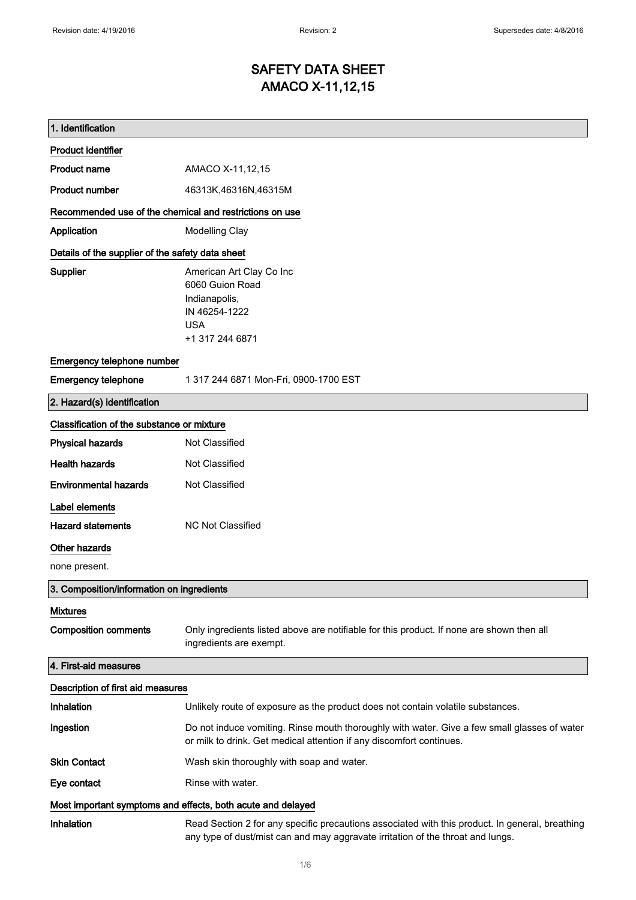Revision date: 4/19/2016 Revision: 2 Supersedes date: 4/8/2016

# SAFETY DATA SHEET
# AMACO X-11,12,15

## 1. Identification

### Product identifier

| | |
|---|---|
| **Product name** | AMACO X-11,12,15 |
| **Product number** | 46313K,46316N,46315M |

### Recommended use of the chemical and restrictions on use

| | |
|---|---|
| **Application** | Modelling Clay |

### Details of the supplier of the safety data sheet

**Supplier**
American Art Clay Co Inc
6060 Guion Road
Indianapolis,
IN 46254-1222
USA
+1 317 244 6871

### Emergency telephone number

| | |
|---|---|
| **Emergency telephone** | 1 317 244 6871 Mon-Fri, 0900-1700 EST |

## 2. Hazard(s) identification

### Classification of the substance or mixture

| | |
|---|---|
| **Physical hazards** | Not Classified |
| **Health hazards** | Not Classified |
| **Environmental hazards** | Not Classified |

### Label elements

| | |
|---|---|
| **Hazard statements** | NC Not Classified |

### Other hazards

none present.

## 3. Composition/information on ingredients

### Mixtures

| | |
|---|---|
| **Composition comments** | Only ingredients listed above are notifiable for this product. If none are shown then all ingredients are exempt. |

## 4. First-aid measures

### Description of first aid measures

| | |
|---|---|
| **Inhalation** | Unlikely route of exposure as the product does not contain volatile substances. |
| **Ingestion** | Do not induce vomiting. Rinse mouth thoroughly with water. Give a few small glasses of water or milk to drink. Get medical attention if any discomfort continues. |
| **Skin Contact** | Wash skin thoroughly with soap and water. |
| **Eye contact** | Rinse with water. |

### Most important symptoms and effects, both acute and delayed

| | |
|---|---|
| **Inhalation** | Read Section 2 for any specific precautions associated with this product. In general, breathing any type of dust/mist can and may aggravate irritation of the throat and lungs. |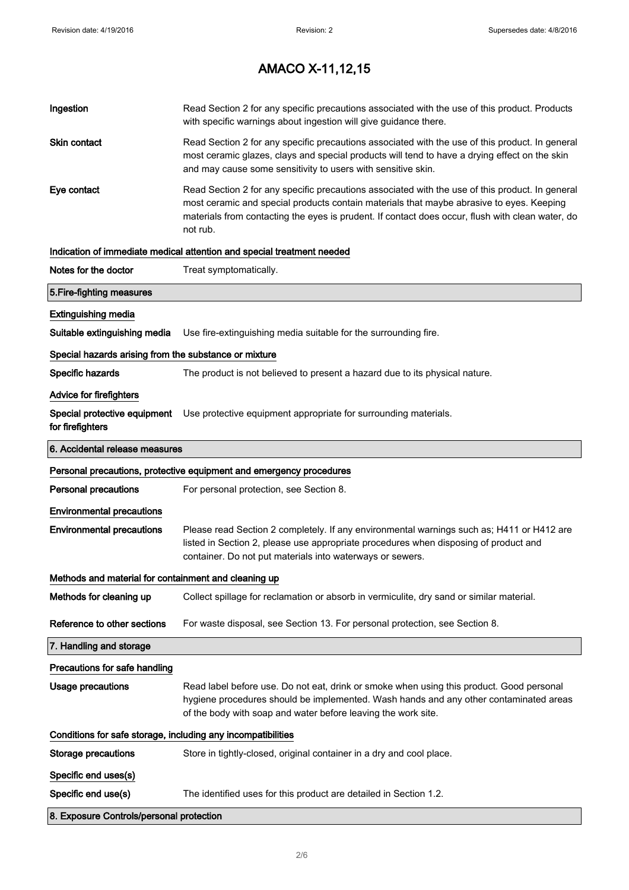| | |
|---|---|
| **Ingestion** | Read Section 2 for any specific precautions associated with the use of this product. Products with specific warnings about ingestion will give guidance there. |
| **Skin contact** | Read Section 2 for any specific precautions associated with the use of this product. In general most ceramic glazes, clays and special products will tend to have a drying effect on the skin and may cause some sensitivity to users with sensitive skin. |
| **Eye contact** | Read Section 2 for any specific precautions associated with the use of this product. In general most ceramic and special products contain materials that maybe abrasive to eyes. Keeping materials from contacting the eyes is prudent. If contact does occur, flush with clean water, do not rub. |

**Indication of immediate medical attention and special treatment needed**

| | |
|---|---|
| **Notes for the doctor** | Treat symptomatically. |

## 5.Fire-fighting measures

**Extinguishing media**

| | |
|---|---|
| **Suitable extinguishing media** | Use fire-extinguishing media suitable for the surrounding fire. |

**Special hazards arising from the substance or mixture**

| | |
|---|---|
| **Specific hazards** | The product is not believed to present a hazard due to its physical nature. |

**Advice for firefighters**

| | |
|---|---|
| **Special protective equipment for firefighters** | Use protective equipment appropriate for surrounding materials. |

## 6. Accidental release measures

**Personal precautions, protective equipment and emergency procedures**

| | |
|---|---|
| **Personal precautions** | For personal protection, see Section 8. |

**Environmental precautions**

| | |
|---|---|
| **Environmental precautions** | Please read Section 2 completely. If any environmental warnings such as; H411 or H412 are listed in Section 2, please use appropriate procedures when disposing of product and container. Do not put materials into waterways or sewers. |

**Methods and material for containment and cleaning up**

| | |
|---|---|
| **Methods for cleaning up** | Collect spillage for reclamation or absorb in vermiculite, dry sand or similar material. |
| **Reference to other sections** | For waste disposal, see Section 13. For personal protection, see Section 8. |

## 7. Handling and storage

**Precautions for safe handling**

| | |
|---|---|
| **Usage precautions** | Read label before use. Do not eat, drink or smoke when using this product. Good personal hygiene procedures should be implemented. Wash hands and any other contaminated areas of the body with soap and water before leaving the work site. |

**Conditions for safe storage, including any incompatibilities**

| | |
|---|---|
| **Storage precautions** | Store in tightly-closed, original container in a dry and cool place. |

**Specific end uses(s)**

| | |
|---|---|
| **Specific end use(s)** | The identified uses for this product are detailed in Section 1.2. |

## 8. Exposure Controls/personal protection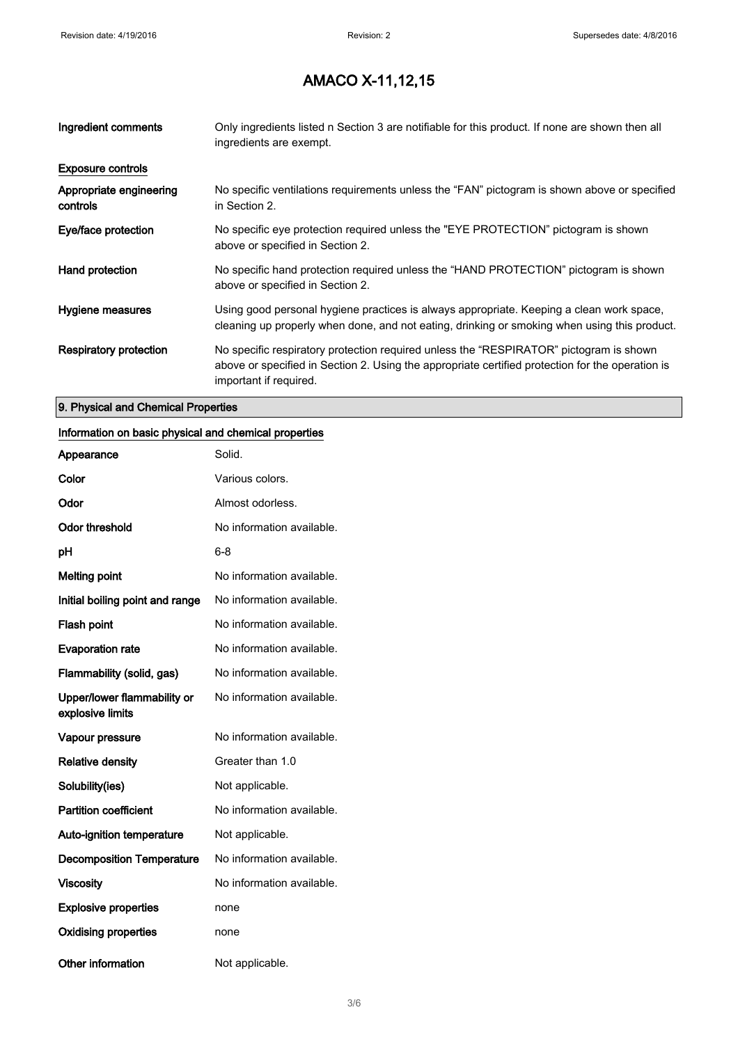# AMACO X-11,12,15

| | |
|---|---|
| **Ingredient comments** | Only ingredients listed n Section 3 are notifiable for this product. If none are shown then all ingredients are exempt. |

**Exposure controls**

| | |
|---|---|
| **Appropriate engineering controls** | No specific ventilations requirements unless the "FAN" pictogram is shown above or specified in Section 2. |
| **Eye/face protection** | No specific eye protection required unless the "EYE PROTECTION" pictogram is shown above or specified in Section 2. |
| **Hand protection** | No specific hand protection required unless the "HAND PROTECTION" pictogram is shown above or specified in Section 2. |
| **Hygiene measures** | Using good personal hygiene practices is always appropriate. Keeping a clean work space, cleaning up properly when done, and not eating, drinking or smoking when using this product. |
| **Respiratory protection** | No specific respiratory protection required unless the "RESPIRATOR" pictogram is shown above or specified in Section 2. Using the appropriate certified protection for the operation is important if required. |

## 9. Physical and Chemical Properties

**Information on basic physical and chemical properties**

| | |
|---|---|
| **Appearance** | Solid. |
| **Color** | Various colors. |
| **Odor** | Almost odorless. |
| **Odor threshold** | No information available. |
| **pH** | 6-8 |
| **Melting point** | No information available. |
| **Initial boiling point and range** | No information available. |
| **Flash point** | No information available. |
| **Evaporation rate** | No information available. |
| **Flammability (solid, gas)** | No information available. |
| **Upper/lower flammability or explosive limits** | No information available. |
| **Vapour pressure** | No information available. |
| **Relative density** | Greater than 1.0 |
| **Solubility(ies)** | Not applicable. |
| **Partition coefficient** | No information available. |
| **Auto-ignition temperature** | Not applicable. |
| **Decomposition Temperature** | No information available. |
| **Viscosity** | No information available. |
| **Explosive properties** | none |
| **Oxidising properties** | none |
| **Other information** | Not applicable. |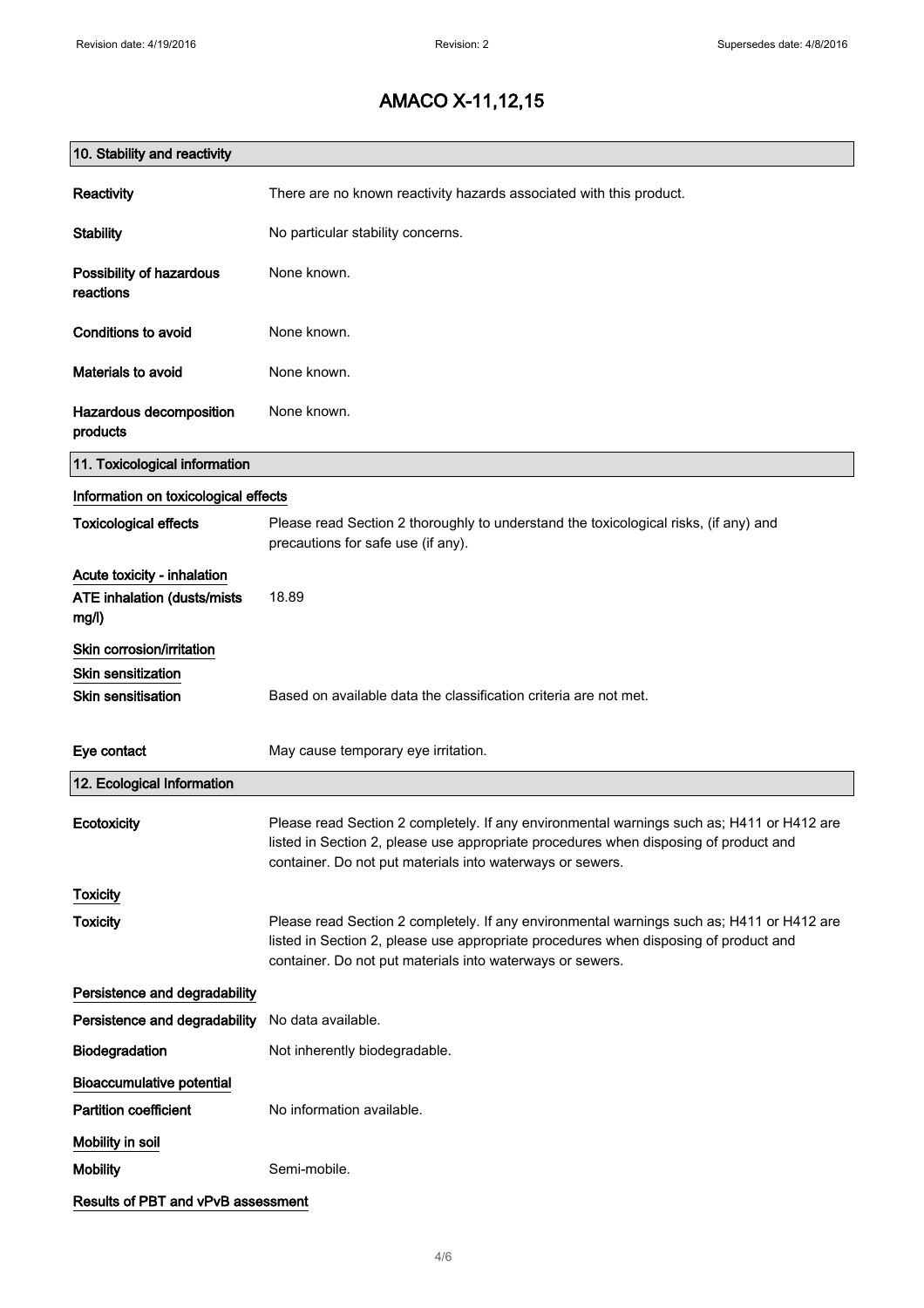# AMACO X-11,12,15

## 10. Stability and reactivity

| | |
|---|---|
| **Reactivity** | There are no known reactivity hazards associated with this product. |
| **Stability** | No particular stability concerns. |
| **Possibility of hazardous reactions** | None known. |
| **Conditions to avoid** | None known. |
| **Materials to avoid** | None known. |
| **Hazardous decomposition products** | None known. |

## 11. Toxicological information

**Information on toxicological effects**

| | |
|---|---|
| **Toxicological effects** | Please read Section 2 thoroughly to understand the toxicological risks, (if any) and precautions for safe use (if any). |

**Acute toxicity - inhalation**

| | |
|---|---|
| **ATE inhalation (dusts/mists mg/l)** | 18.89 |

**Skin corrosion/irritation**

**Skin sensitization**

| | |
|---|---|
| **Skin sensitisation** | Based on available data the classification criteria are not met. |
| **Eye contact** | May cause temporary eye irritation. |

## 12. Ecological Information

| | |
|---|---|
| **Ecotoxicity** | Please read Section 2 completely. If any environmental warnings such as; H411 or H412 are listed in Section 2, please use appropriate procedures when disposing of product and container. Do not put materials into waterways or sewers. |

**Toxicity**

| | |
|---|---|
| **Toxicity** | Please read Section 2 completely. If any environmental warnings such as; H411 or H412 are listed in Section 2, please use appropriate procedures when disposing of product and container. Do not put materials into waterways or sewers. |

**Persistence and degradability**

| | |
|---|---|
| **Persistence and degradability** | No data available. |
| **Biodegradation** | Not inherently biodegradable. |

**Bioaccumulative potential**

| | |
|---|---|
| **Partition coefficient** | No information available. |

**Mobility in soil**

| | |
|---|---|
| **Mobility** | Semi-mobile. |

**Results of PBT and vPvB assessment**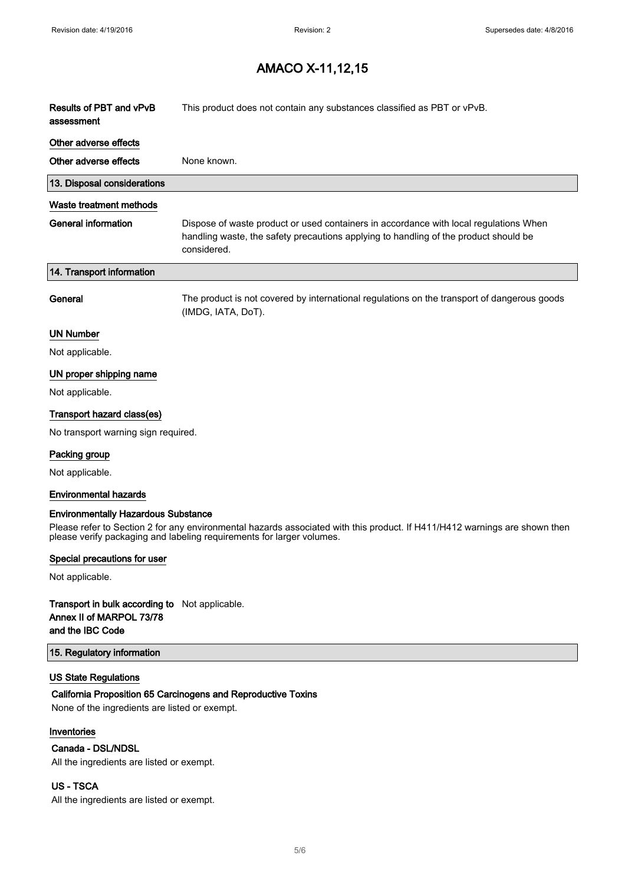# AMACO X-11,12,15

**Results of PBT and vPvB assessment** This product does not contain any substances classified as PBT or vPvB.

### Other adverse effects

**Other adverse effects** None known.

## 13. Disposal considerations

### Waste treatment methods

**General information** Dispose of waste product or used containers in accordance with local regulations When handling waste, the safety precautions applying to handling of the product should be considered.

## 14. Transport information

**General** The product is not covered by international regulations on the transport of dangerous goods (IMDG, IATA, DoT).

### UN Number

Not applicable.

### UN proper shipping name

Not applicable.

### Transport hazard class(es)

No transport warning sign required.

### Packing group

Not applicable.

### Environmental hazards

**Environmentally Hazardous Substance**

Please refer to Section 2 for any environmental hazards associated with this product. If H411/H412 warnings are shown then please verify packaging and labeling requirements for larger volumes.

### Special precautions for user

Not applicable.

**Transport in bulk according to Annex II of MARPOL 73/78 and the IBC Code** Not applicable.

## 15. Regulatory information

### US State Regulations

**California Proposition 65 Carcinogens and Reproductive Toxins**

None of the ingredients are listed or exempt.

### Inventories

**Canada - DSL/NDSL**

All the ingredients are listed or exempt.

**US - TSCA**

All the ingredients are listed or exempt.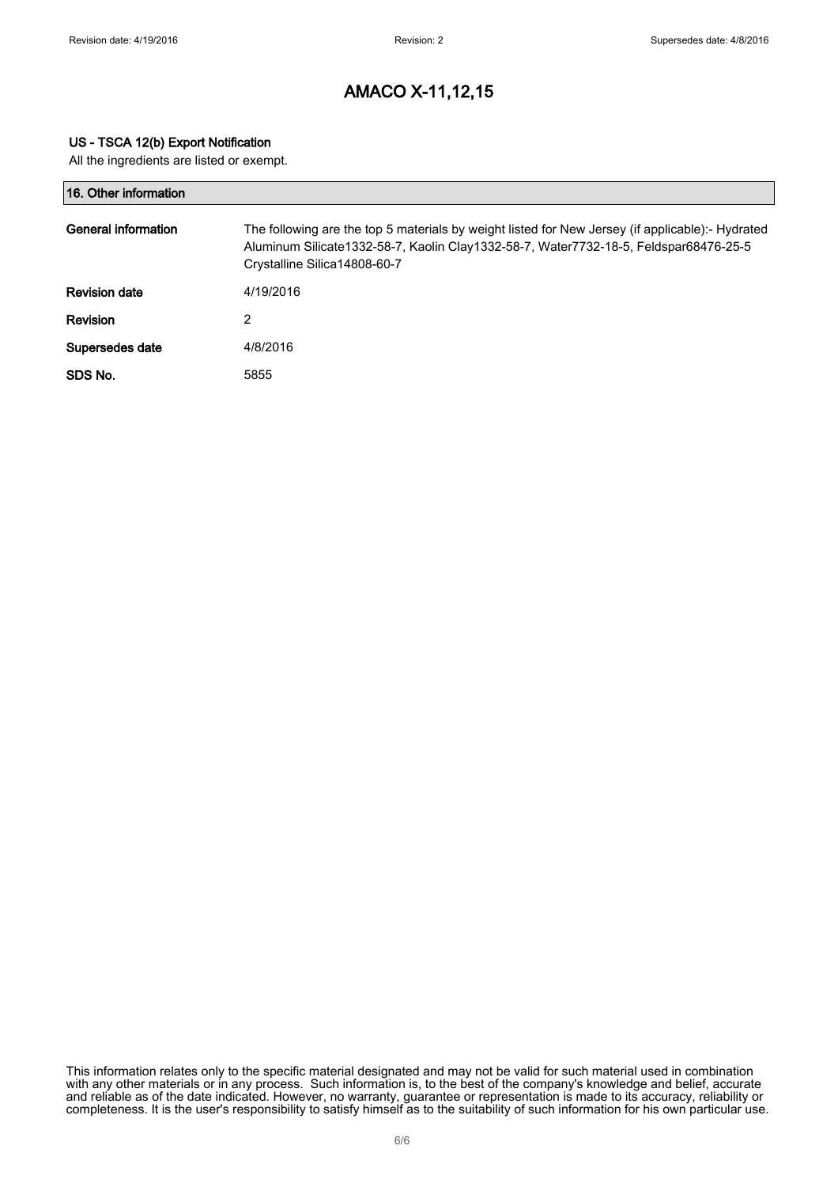### US - TSCA 12(b) Export Notification

All the ingredients are listed or exempt.

## 16. Other information

| | |
|---|---|
| **General information** | The following are the top 5 materials by weight listed for New Jersey (if applicable):- Hydrated Aluminum Silicate1332-58-7, Kaolin Clay1332-58-7, Water7732-18-5, Feldspar68476-25-5 Crystalline Silica14808-60-7 |
| **Revision date** | 4/19/2016 |
| **Revision** | 2 |
| **Supersedes date** | 4/8/2016 |
| **SDS No.** | 5855 |

This information relates only to the specific material designated and may not be valid for such material used in combination with any other materials or in any process. Such information is, to the best of the company's knowledge and belief, accurate and reliable as of the date indicated. However, no warranty, guarantee or representation is made to its accuracy, reliability or completeness. It is the user's responsibility to satisfy himself as to the suitability of such information for his own particular use.